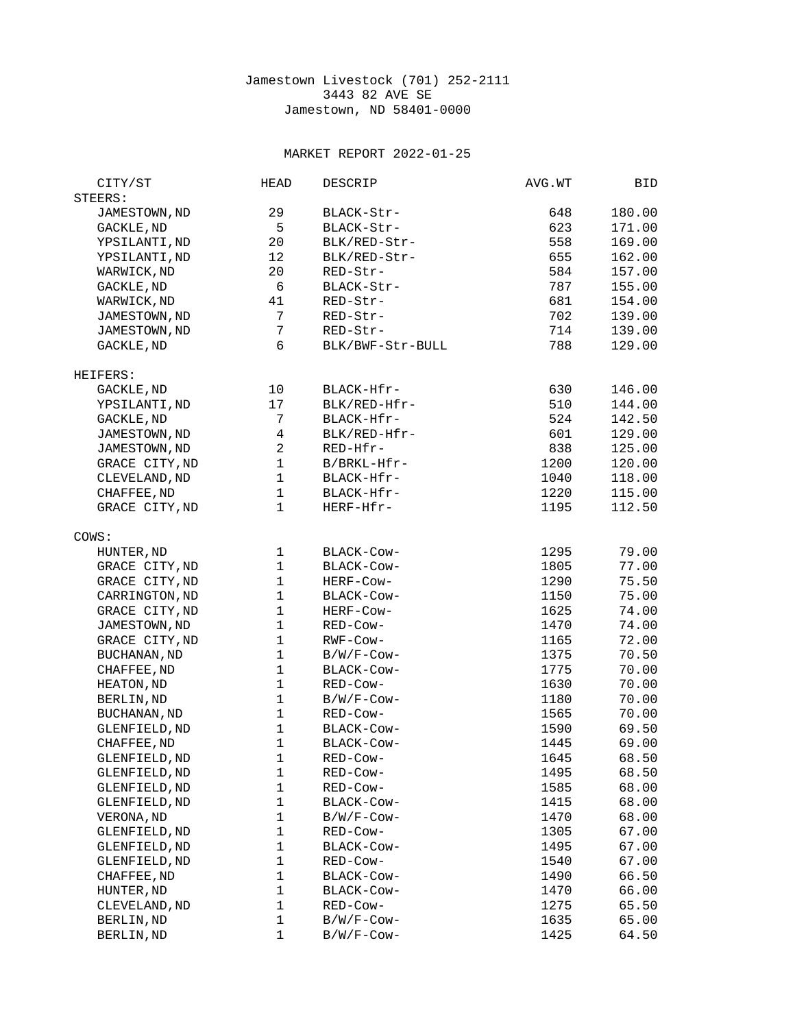Jamestown Livestock (701) 252-2111
3443 82 AVE SE
Jamestown, ND 58401-0000

MARKET REPORT 2022-01-25

| CITY/ST | HEAD | DESCRIP | AVG.WT | BID |
|---|---|---|---|---|
| **STEERS:** | | | | |
| JAMESTOWN,ND | 29 | BLACK-Str- | 648 | 180.00 |
| GACKLE,ND | 5 | BLACK-Str- | 623 | 171.00 |
| YPSILANTI,ND | 20 | BLK/RED-Str- | 558 | 169.00 |
| YPSILANTI,ND | 12 | BLK/RED-Str- | 655 | 162.00 |
| WARWICK,ND | 20 | RED-Str- | 584 | 157.00 |
| GACKLE,ND | 6 | BLACK-Str- | 787 | 155.00 |
| WARWICK,ND | 41 | RED-Str- | 681 | 154.00 |
| JAMESTOWN,ND | 7 | RED-Str- | 702 | 139.00 |
| JAMESTOWN,ND | 7 | RED-Str- | 714 | 139.00 |
| GACKLE,ND | 6 | BLK/BWF-Str-BULL | 788 | 129.00 |
| **HEIFERS:** | | | | |
| GACKLE,ND | 10 | BLACK-Hfr- | 630 | 146.00 |
| YPSILANTI,ND | 17 | BLK/RED-Hfr- | 510 | 144.00 |
| GACKLE,ND | 7 | BLACK-Hfr- | 524 | 142.50 |
| JAMESTOWN,ND | 4 | BLK/RED-Hfr- | 601 | 129.00 |
| JAMESTOWN,ND | 2 | RED-Hfr- | 838 | 125.00 |
| GRACE CITY,ND | 1 | B/BRKL-Hfr- | 1200 | 120.00 |
| CLEVELAND,ND | 1 | BLACK-Hfr- | 1040 | 118.00 |
| CHAFFEE,ND | 1 | BLACK-Hfr- | 1220 | 115.00 |
| GRACE CITY,ND | 1 | HERF-Hfr- | 1195 | 112.50 |
| **COWS:** | | | | |
| HUNTER,ND | 1 | BLACK-Cow- | 1295 | 79.00 |
| GRACE CITY,ND | 1 | BLACK-Cow- | 1805 | 77.00 |
| GRACE CITY,ND | 1 | HERF-Cow- | 1290 | 75.50 |
| CARRINGTON,ND | 1 | BLACK-Cow- | 1150 | 75.00 |
| GRACE CITY,ND | 1 | HERF-Cow- | 1625 | 74.00 |
| JAMESTOWN,ND | 1 | RED-Cow- | 1470 | 74.00 |
| GRACE CITY,ND | 1 | RWF-Cow- | 1165 | 72.00 |
| BUCHANAN,ND | 1 | B/W/F-Cow- | 1375 | 70.50 |
| CHAFFEE,ND | 1 | BLACK-Cow- | 1775 | 70.00 |
| HEATON,ND | 1 | RED-Cow- | 1630 | 70.00 |
| BERLIN,ND | 1 | B/W/F-Cow- | 1180 | 70.00 |
| BUCHANAN,ND | 1 | RED-Cow- | 1565 | 70.00 |
| GLENFIELD,ND | 1 | BLACK-Cow- | 1590 | 69.50 |
| CHAFFEE,ND | 1 | BLACK-Cow- | 1445 | 69.00 |
| GLENFIELD,ND | 1 | RED-Cow- | 1645 | 68.50 |
| GLENFIELD,ND | 1 | RED-Cow- | 1495 | 68.50 |
| GLENFIELD,ND | 1 | RED-Cow- | 1585 | 68.00 |
| GLENFIELD,ND | 1 | BLACK-Cow- | 1415 | 68.00 |
| VERONA,ND | 1 | B/W/F-Cow- | 1470 | 68.00 |
| GLENFIELD,ND | 1 | RED-Cow- | 1305 | 67.00 |
| GLENFIELD,ND | 1 | BLACK-Cow- | 1495 | 67.00 |
| GLENFIELD,ND | 1 | RED-Cow- | 1540 | 67.00 |
| CHAFFEE,ND | 1 | BLACK-Cow- | 1490 | 66.50 |
| HUNTER,ND | 1 | BLACK-Cow- | 1470 | 66.00 |
| CLEVELAND,ND | 1 | RED-Cow- | 1275 | 65.50 |
| BERLIN,ND | 1 | B/W/F-Cow- | 1635 | 65.00 |
| BERLIN,ND | 1 | B/W/F-Cow- | 1425 | 64.50 |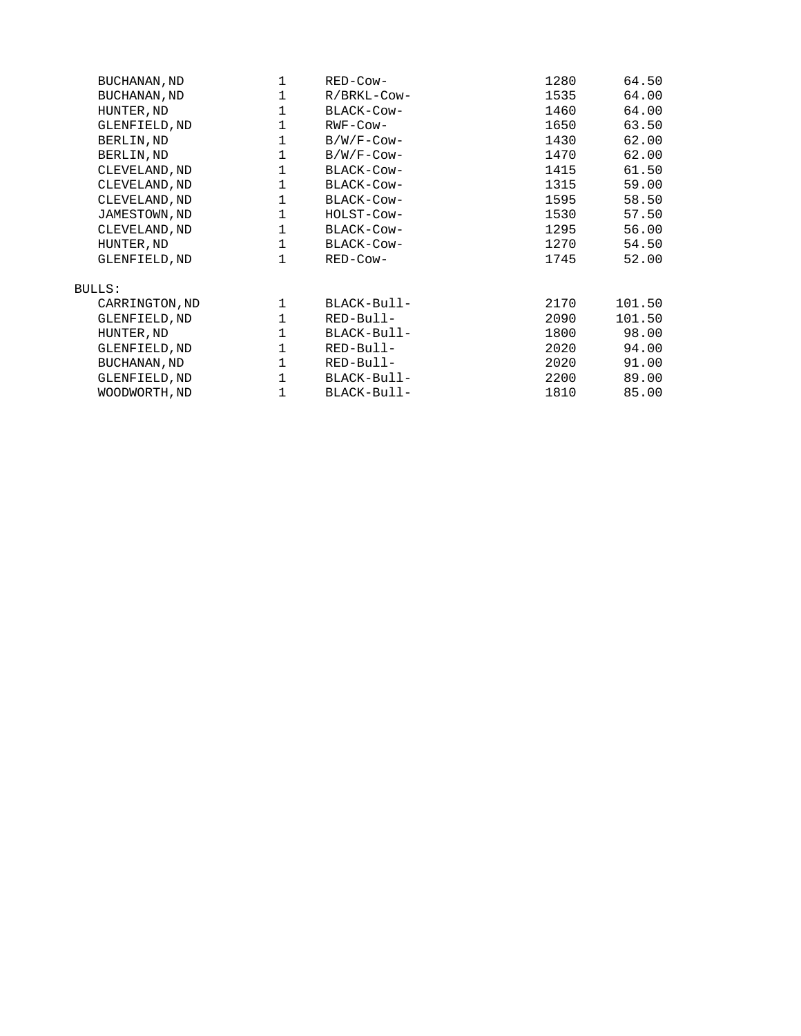| | | | | |
|---|---|---|---|---|
| BUCHANAN,ND | 1 | RED-Cow- | 1280 | 64.50 |
| BUCHANAN,ND | 1 | R/BRKL-Cow- | 1535 | 64.00 |
| HUNTER,ND | 1 | BLACK-Cow- | 1460 | 64.00 |
| GLENFIELD,ND | 1 | RWF-Cow- | 1650 | 63.50 |
| BERLIN,ND | 1 | B/W/F-Cow- | 1430 | 62.00 |
| BERLIN,ND | 1 | B/W/F-Cow- | 1470 | 62.00 |
| CLEVELAND,ND | 1 | BLACK-Cow- | 1415 | 61.50 |
| CLEVELAND,ND | 1 | BLACK-Cow- | 1315 | 59.00 |
| CLEVELAND,ND | 1 | BLACK-Cow- | 1595 | 58.50 |
| JAMESTOWN,ND | 1 | HOLST-Cow- | 1530 | 57.50 |
| CLEVELAND,ND | 1 | BLACK-Cow- | 1295 | 56.00 |
| HUNTER,ND | 1 | BLACK-Cow- | 1270 | 54.50 |
| GLENFIELD,ND | 1 | RED-Cow- | 1745 | 52.00 |

BULLS:

| | | | | |
|---|---|---|---|---|
| CARRINGTON,ND | 1 | BLACK-Bull- | 2170 | 101.50 |
| GLENFIELD,ND | 1 | RED-Bull- | 2090 | 101.50 |
| HUNTER,ND | 1 | BLACK-Bull- | 1800 | 98.00 |
| GLENFIELD,ND | 1 | RED-Bull- | 2020 | 94.00 |
| BUCHANAN,ND | 1 | RED-Bull- | 2020 | 91.00 |
| GLENFIELD,ND | 1 | BLACK-Bull- | 2200 | 89.00 |
| WOODWORTH,ND | 1 | BLACK-Bull- | 1810 | 85.00 |